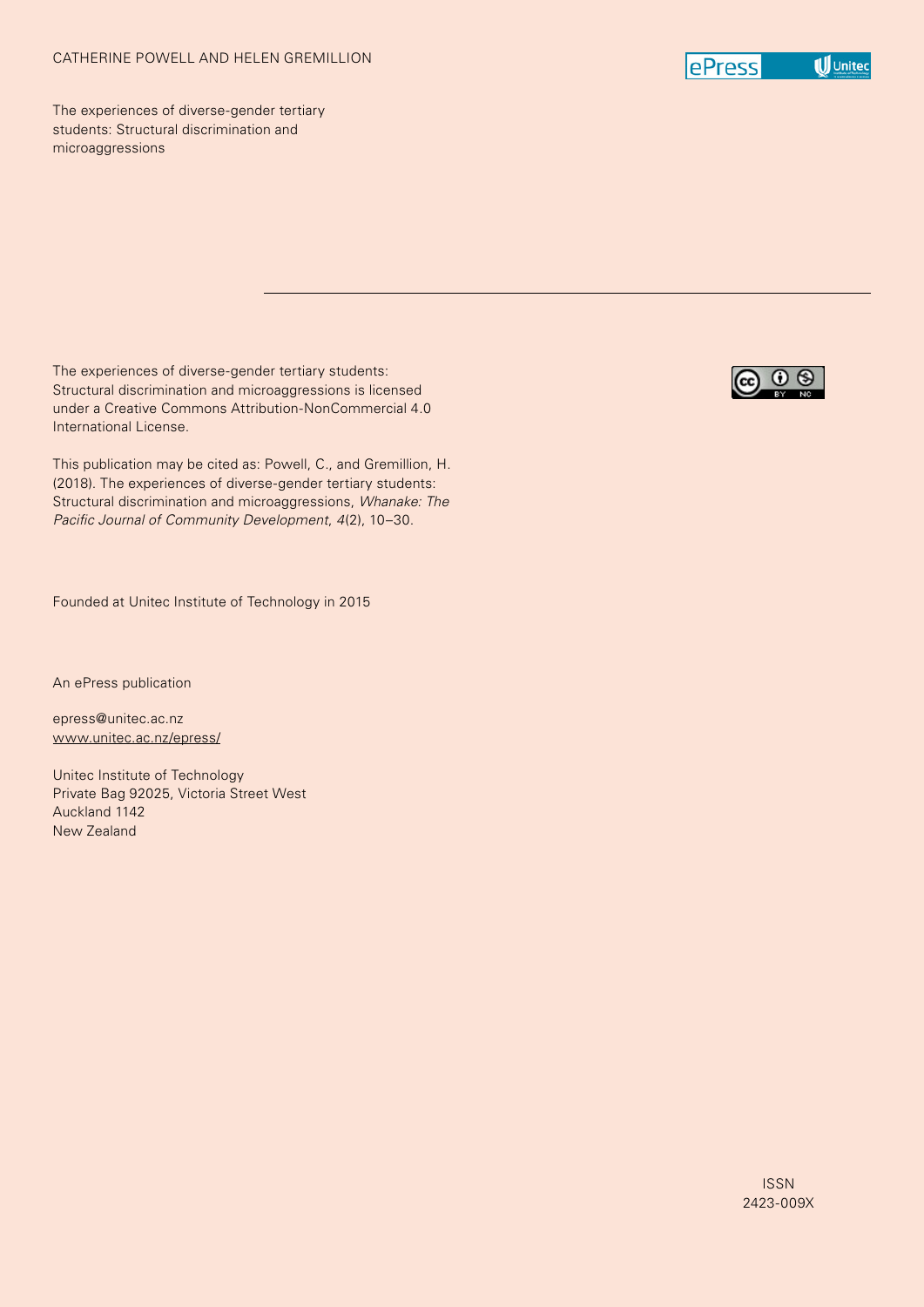CATHERINE POWELL AND HELEN GREMILLION

The experiences of diverse-gender tertiary students: Structural discrimination and microaggressions

The experiences of diverse-gender tertiary students: Structural discrimination and microaggressions is licensed under a Creative Commons Attribution-NonCommercial 4.0 International License.

This publication may be cited as: Powell, C., and Gremillion, H. (2018). The experiences of diverse-gender tertiary students: Structural discrimination and microaggressions, *Whanake: The Pacific Journal of Community Development*, *4*(2), 10–30.

Founded at Unitec Institute of Technology in 2015

An ePress publication

epress@unitec.ac.nz
www.unitec.ac.nz/epress/

Unitec Institute of Technology
Private Bag 92025, Victoria Street West
Auckland 1142
New Zealand

ISSN
2423-009X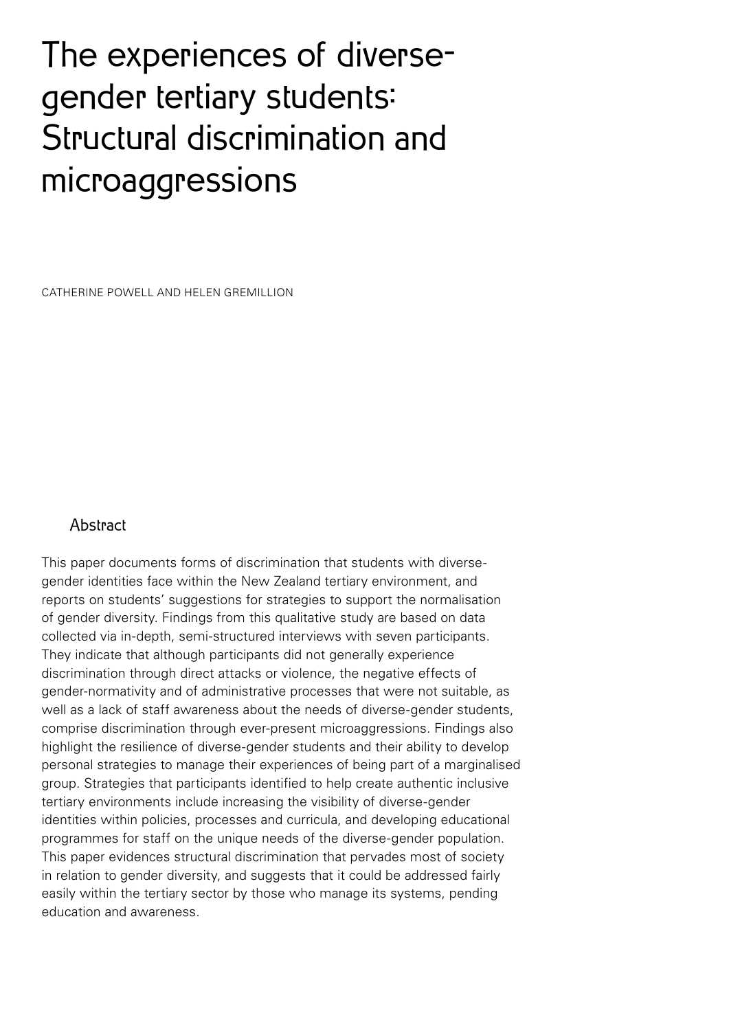# The experiences of diverse-gender tertiary students: Structural discrimination and microaggressions

CATHERINE POWELL AND HELEN GREMILLION

## Abstract

This paper documents forms of discrimination that students with diverse-gender identities face within the New Zealand tertiary environment, and reports on students' suggestions for strategies to support the normalisation of gender diversity. Findings from this qualitative study are based on data collected via in-depth, semi-structured interviews with seven participants. They indicate that although participants did not generally experience discrimination through direct attacks or violence, the negative effects of gender-normativity and of administrative processes that were not suitable, as well as a lack of staff awareness about the needs of diverse-gender students, comprise discrimination through ever-present microaggressions. Findings also highlight the resilience of diverse-gender students and their ability to develop personal strategies to manage their experiences of being part of a marginalised group. Strategies that participants identified to help create authentic inclusive tertiary environments include increasing the visibility of diverse-gender identities within policies, processes and curricula, and developing educational programmes for staff on the unique needs of the diverse-gender population. This paper evidences structural discrimination that pervades most of society in relation to gender diversity, and suggests that it could be addressed fairly easily within the tertiary sector by those who manage its systems, pending education and awareness.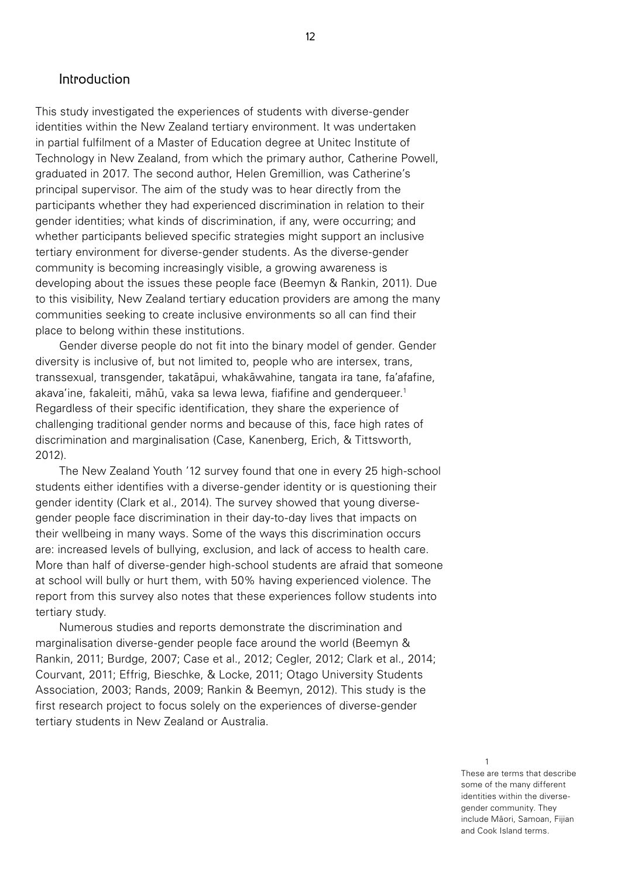## Introduction

This study investigated the experiences of students with diverse-gender identities within the New Zealand tertiary environment. It was undertaken in partial fulfilment of a Master of Education degree at Unitec Institute of Technology in New Zealand, from which the primary author, Catherine Powell, graduated in 2017. The second author, Helen Gremillion, was Catherine's principal supervisor. The aim of the study was to hear directly from the participants whether they had experienced discrimination in relation to their gender identities; what kinds of discrimination, if any, were occurring; and whether participants believed specific strategies might support an inclusive tertiary environment for diverse-gender students. As the diverse-gender community is becoming increasingly visible, a growing awareness is developing about the issues these people face (Beemyn & Rankin, 2011). Due to this visibility, New Zealand tertiary education providers are among the many communities seeking to create inclusive environments so all can find their place to belong within these institutions.

Gender diverse people do not fit into the binary model of gender. Gender diversity is inclusive of, but not limited to, people who are intersex, trans, transsexual, transgender, takatāpui, whakāwahine, tangata ira tane, fa'afafine, akava'ine, fakaleiti, māhū, vaka sa lewa lewa, fiafifine and genderqueer.[1] Regardless of their specific identification, they share the experience of challenging traditional gender norms and because of this, face high rates of discrimination and marginalisation (Case, Kanenberg, Erich, & Tittsworth, 2012).

The New Zealand Youth '12 survey found that one in every 25 high-school students either identifies with a diverse-gender identity or is questioning their gender identity (Clark et al., 2014). The survey showed that young diverse-gender people face discrimination in their day-to-day lives that impacts on their wellbeing in many ways. Some of the ways this discrimination occurs are: increased levels of bullying, exclusion, and lack of access to health care. More than half of diverse-gender high-school students are afraid that someone at school will bully or hurt them, with 50% having experienced violence. The report from this survey also notes that these experiences follow students into tertiary study.

Numerous studies and reports demonstrate the discrimination and marginalisation diverse-gender people face around the world (Beemyn & Rankin, 2011; Burdge, 2007; Case et al., 2012; Cegler, 2012; Clark et al., 2014; Courvant, 2011; Effrig, Bieschke, & Locke, 2011; Otago University Students Association, 2003; Rands, 2009; Rankin & Beemyn, 2012). This study is the first research project to focus solely on the experiences of diverse-gender tertiary students in New Zealand or Australia.

[1] These are terms that describe some of the many different identities within the diverse-gender community. They include Māori, Samoan, Fijian and Cook Island terms.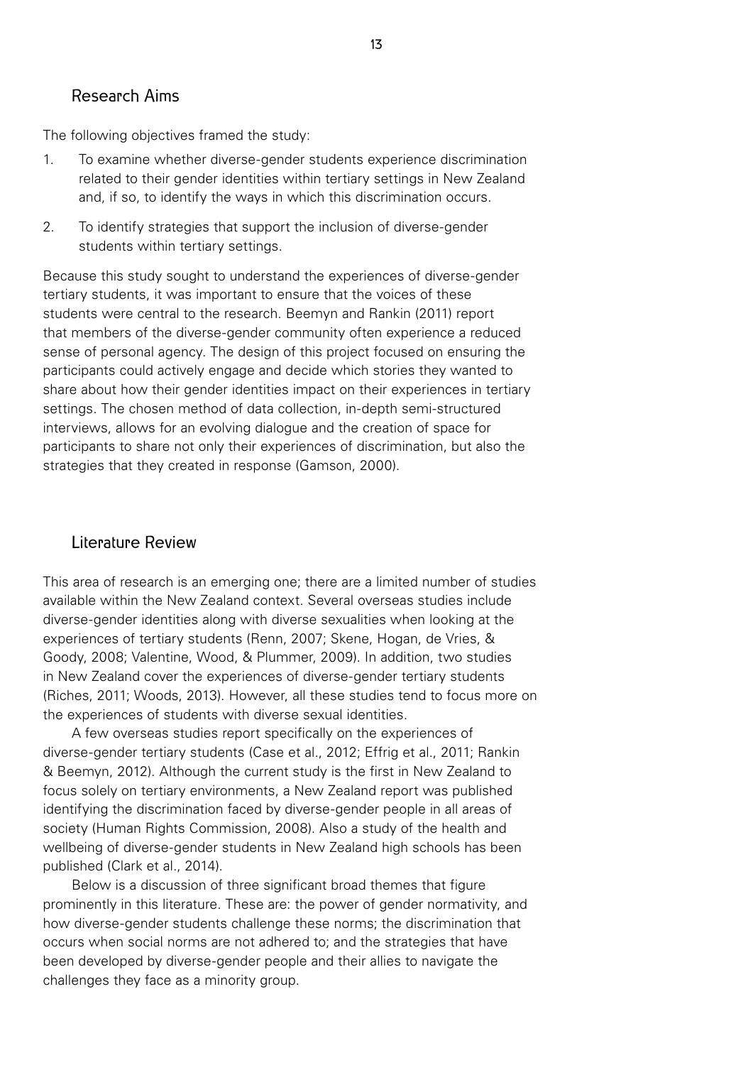## Research Aims

The following objectives framed the study:

1. To examine whether diverse-gender students experience discrimination related to their gender identities within tertiary settings in New Zealand and, if so, to identify the ways in which this discrimination occurs.
2. To identify strategies that support the inclusion of diverse-gender students within tertiary settings.

Because this study sought to understand the experiences of diverse-gender tertiary students, it was important to ensure that the voices of these students were central to the research. Beemyn and Rankin (2011) report that members of the diverse-gender community often experience a reduced sense of personal agency. The design of this project focused on ensuring the participants could actively engage and decide which stories they wanted to share about how their gender identities impact on their experiences in tertiary settings. The chosen method of data collection, in-depth semi-structured interviews, allows for an evolving dialogue and the creation of space for participants to share not only their experiences of discrimination, but also the strategies that they created in response (Gamson, 2000).

## Literature Review

This area of research is an emerging one; there are a limited number of studies available within the New Zealand context. Several overseas studies include diverse-gender identities along with diverse sexualities when looking at the experiences of tertiary students (Renn, 2007; Skene, Hogan, de Vries, & Goody, 2008; Valentine, Wood, & Plummer, 2009). In addition, two studies in New Zealand cover the experiences of diverse-gender tertiary students (Riches, 2011; Woods, 2013). However, all these studies tend to focus more on the experiences of students with diverse sexual identities.

A few overseas studies report specifically on the experiences of diverse-gender tertiary students (Case et al., 2012; Effrig et al., 2011; Rankin & Beemyn, 2012). Although the current study is the first in New Zealand to focus solely on tertiary environments, a New Zealand report was published identifying the discrimination faced by diverse-gender people in all areas of society (Human Rights Commission, 2008). Also a study of the health and wellbeing of diverse-gender students in New Zealand high schools has been published (Clark et al., 2014).

Below is a discussion of three significant broad themes that figure prominently in this literature. These are: the power of gender normativity, and how diverse-gender students challenge these norms; the discrimination that occurs when social norms are not adhered to; and the strategies that have been developed by diverse-gender people and their allies to navigate the challenges they face as a minority group.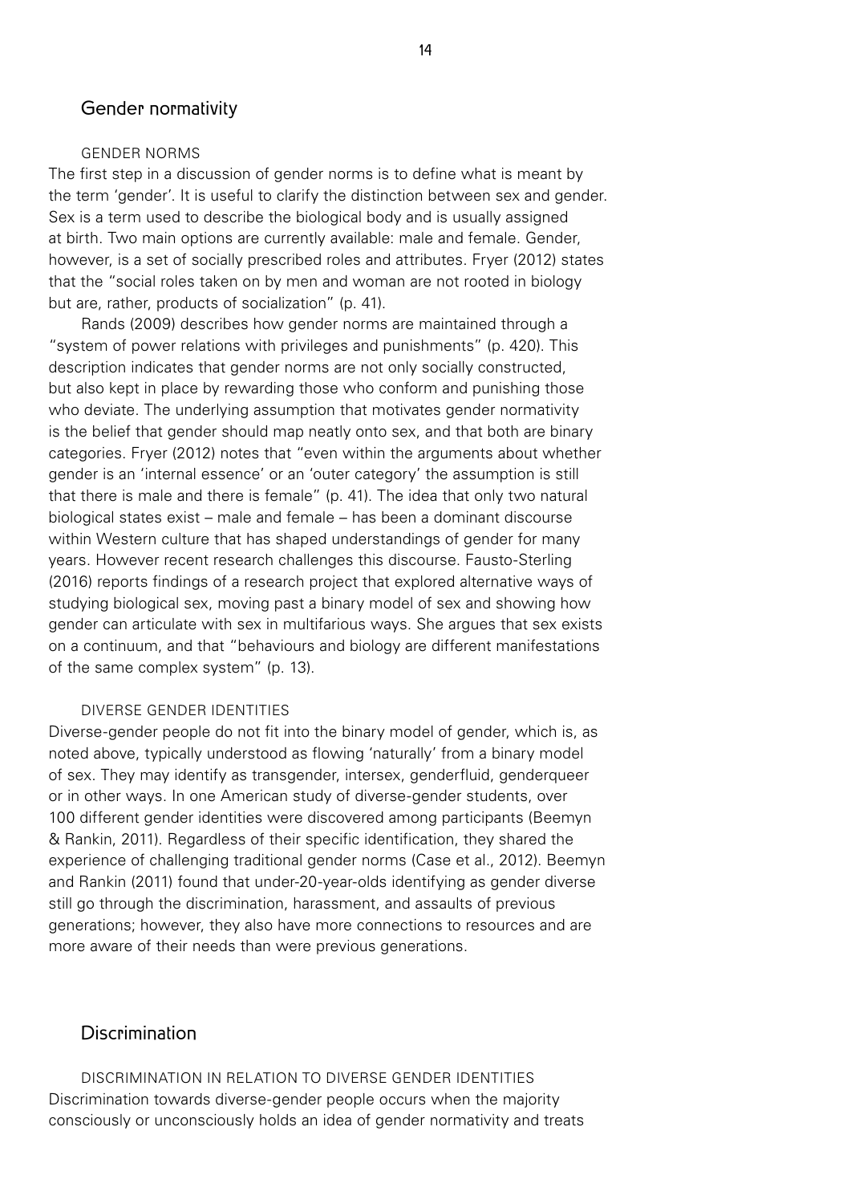## Gender normativity

### GENDER NORMS

The first step in a discussion of gender norms is to define what is meant by the term 'gender'. It is useful to clarify the distinction between sex and gender. Sex is a term used to describe the biological body and is usually assigned at birth. Two main options are currently available: male and female. Gender, however, is a set of socially prescribed roles and attributes. Fryer (2012) states that the "social roles taken on by men and woman are not rooted in biology but are, rather, products of socialization" (p. 41).

Rands (2009) describes how gender norms are maintained through a "system of power relations with privileges and punishments" (p. 420). This description indicates that gender norms are not only socially constructed, but also kept in place by rewarding those who conform and punishing those who deviate. The underlying assumption that motivates gender normativity is the belief that gender should map neatly onto sex, and that both are binary categories. Fryer (2012) notes that "even within the arguments about whether gender is an 'internal essence' or an 'outer category' the assumption is still that there is male and there is female" (p. 41). The idea that only two natural biological states exist – male and female – has been a dominant discourse within Western culture that has shaped understandings of gender for many years. However recent research challenges this discourse. Fausto-Sterling (2016) reports findings of a research project that explored alternative ways of studying biological sex, moving past a binary model of sex and showing how gender can articulate with sex in multifarious ways. She argues that sex exists on a continuum, and that "behaviours and biology are different manifestations of the same complex system" (p. 13).

### DIVERSE GENDER IDENTITIES

Diverse-gender people do not fit into the binary model of gender, which is, as noted above, typically understood as flowing 'naturally' from a binary model of sex. They may identify as transgender, intersex, genderfluid, genderqueer or in other ways. In one American study of diverse-gender students, over 100 different gender identities were discovered among participants (Beemyn & Rankin, 2011). Regardless of their specific identification, they shared the experience of challenging traditional gender norms (Case et al., 2012). Beemyn and Rankin (2011) found that under-20-year-olds identifying as gender diverse still go through the discrimination, harassment, and assaults of previous generations; however, they also have more connections to resources and are more aware of their needs than were previous generations.

## Discrimination

### DISCRIMINATION IN RELATION TO DIVERSE GENDER IDENTITIES

Discrimination towards diverse-gender people occurs when the majority consciously or unconsciously holds an idea of gender normativity and treats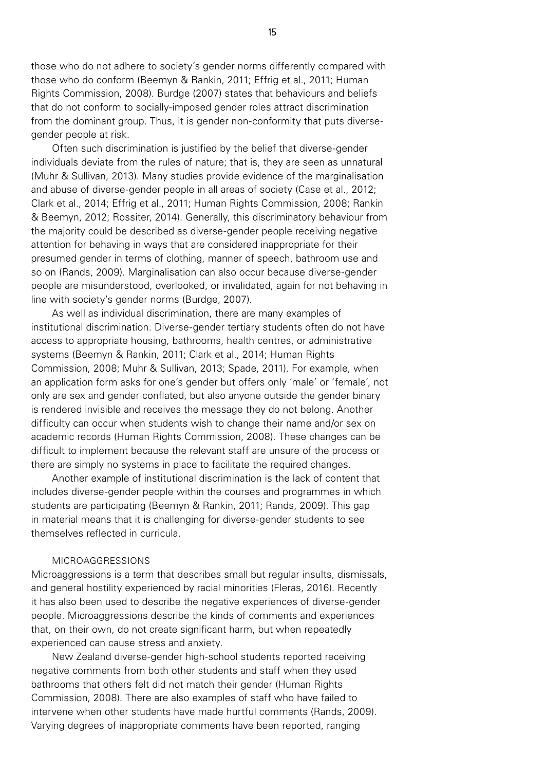those who do not adhere to society's gender norms differently compared with those who do conform (Beemyn & Rankin, 2011; Effrig et al., 2011; Human Rights Commission, 2008). Burdge (2007) states that behaviours and beliefs that do not conform to socially-imposed gender roles attract discrimination from the dominant group. Thus, it is gender non-conformity that puts diverse-gender people at risk.

Often such discrimination is justified by the belief that diverse-gender individuals deviate from the rules of nature; that is, they are seen as unnatural (Muhr & Sullivan, 2013). Many studies provide evidence of the marginalisation and abuse of diverse-gender people in all areas of society (Case et al., 2012; Clark et al., 2014; Effrig et al., 2011; Human Rights Commission, 2008; Rankin & Beemyn, 2012; Rossiter, 2014). Generally, this discriminatory behaviour from the majority could be described as diverse-gender people receiving negative attention for behaving in ways that are considered inappropriate for their presumed gender in terms of clothing, manner of speech, bathroom use and so on (Rands, 2009). Marginalisation can also occur because diverse-gender people are misunderstood, overlooked, or invalidated, again for not behaving in line with society's gender norms (Burdge, 2007).

As well as individual discrimination, there are many examples of institutional discrimination. Diverse-gender tertiary students often do not have access to appropriate housing, bathrooms, health centres, or administrative systems (Beemyn & Rankin, 2011; Clark et al., 2014; Human Rights Commission, 2008; Muhr & Sullivan, 2013; Spade, 2011). For example, when an application form asks for one's gender but offers only 'male' or 'female', not only are sex and gender conflated, but also anyone outside the gender binary is rendered invisible and receives the message they do not belong. Another difficulty can occur when students wish to change their name and/or sex on academic records (Human Rights Commission, 2008). These changes can be difficult to implement because the relevant staff are unsure of the process or there are simply no systems in place to facilitate the required changes.

Another example of institutional discrimination is the lack of content that includes diverse-gender people within the courses and programmes in which students are participating (Beemyn & Rankin, 2011; Rands, 2009). This gap in material means that it is challenging for diverse-gender students to see themselves reflected in curricula.

#### MICROAGGRESSIONS

Microaggressions is a term that describes small but regular insults, dismissals, and general hostility experienced by racial minorities (Fleras, 2016). Recently it has also been used to describe the negative experiences of diverse-gender people. Microaggressions describe the kinds of comments and experiences that, on their own, do not create significant harm, but when repeatedly experienced can cause stress and anxiety.

New Zealand diverse-gender high-school students reported receiving negative comments from both other students and staff when they used bathrooms that others felt did not match their gender (Human Rights Commission, 2008). There are also examples of staff who have failed to intervene when other students have made hurtful comments (Rands, 2009). Varying degrees of inappropriate comments have been reported, ranging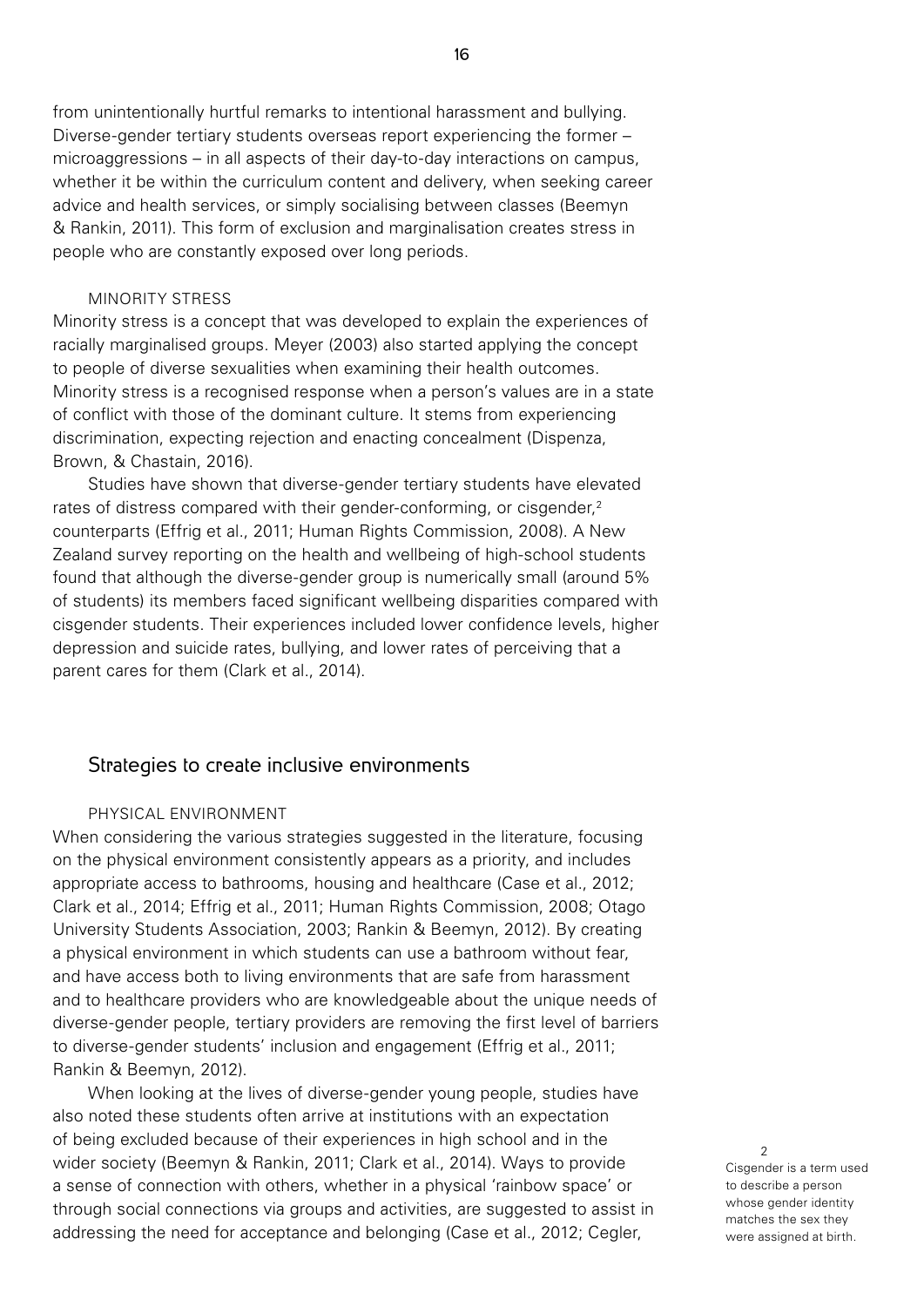from unintentionally hurtful remarks to intentional harassment and bullying. Diverse-gender tertiary students overseas report experiencing the former – microaggressions – in all aspects of their day-to-day interactions on campus, whether it be within the curriculum content and delivery, when seeking career advice and health services, or simply socialising between classes (Beemyn & Rankin, 2011). This form of exclusion and marginalisation creates stress in people who are constantly exposed over long periods.

#### MINORITY STRESS

Minority stress is a concept that was developed to explain the experiences of racially marginalised groups. Meyer (2003) also started applying the concept to people of diverse sexualities when examining their health outcomes. Minority stress is a recognised response when a person's values are in a state of conflict with those of the dominant culture. It stems from experiencing discrimination, expecting rejection and enacting concealment (Dispenza, Brown, & Chastain, 2016).

Studies have shown that diverse-gender tertiary students have elevated rates of distress compared with their gender-conforming, or cisgender,[2] counterparts (Effrig et al., 2011; Human Rights Commission, 2008). A New Zealand survey reporting on the health and wellbeing of high-school students found that although the diverse-gender group is numerically small (around 5% of students) its members faced significant wellbeing disparities compared with cisgender students. Their experiences included lower confidence levels, higher depression and suicide rates, bullying, and lower rates of perceiving that a parent cares for them (Clark et al., 2014).

## Strategies to create inclusive environments

#### PHYSICAL ENVIRONMENT

When considering the various strategies suggested in the literature, focusing on the physical environment consistently appears as a priority, and includes appropriate access to bathrooms, housing and healthcare (Case et al., 2012; Clark et al., 2014; Effrig et al., 2011; Human Rights Commission, 2008; Otago University Students Association, 2003; Rankin & Beemyn, 2012). By creating a physical environment in which students can use a bathroom without fear, and have access both to living environments that are safe from harassment and to healthcare providers who are knowledgeable about the unique needs of diverse-gender people, tertiary providers are removing the first level of barriers to diverse-gender students' inclusion and engagement (Effrig et al., 2011; Rankin & Beemyn, 2012).

When looking at the lives of diverse-gender young people, studies have also noted these students often arrive at institutions with an expectation of being excluded because of their experiences in high school and in the wider society (Beemyn & Rankin, 2011; Clark et al., 2014). Ways to provide a sense of connection with others, whether in a physical 'rainbow space' or through social connections via groups and activities, are suggested to assist in addressing the need for acceptance and belonging (Case et al., 2012; Cegler,

[2] Cisgender is a term used to describe a person whose gender identity matches the sex they were assigned at birth.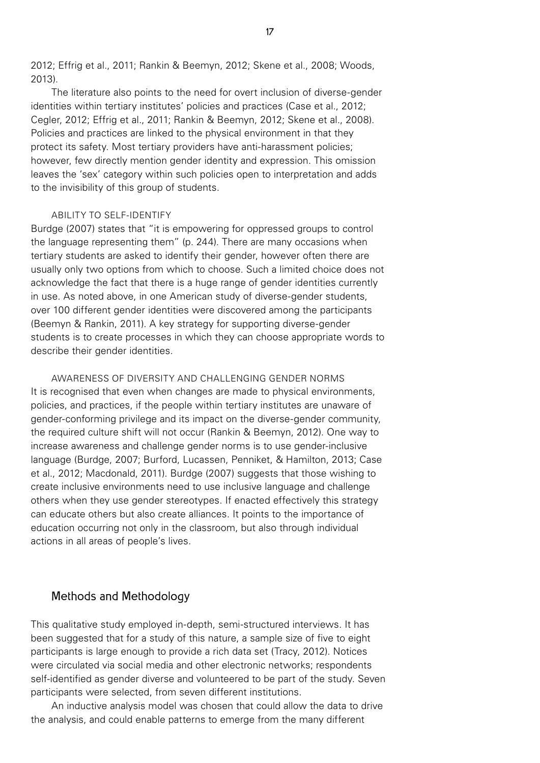2012; Effrig et al., 2011; Rankin & Beemyn, 2012; Skene et al., 2008; Woods, 2013).

The literature also points to the need for overt inclusion of diverse-gender identities within tertiary institutes' policies and practices (Case et al., 2012; Cegler, 2012; Effrig et al., 2011; Rankin & Beemyn, 2012; Skene et al., 2008). Policies and practices are linked to the physical environment in that they protect its safety. Most tertiary providers have anti-harassment policies; however, few directly mention gender identity and expression. This omission leaves the 'sex' category within such policies open to interpretation and adds to the invisibility of this group of students.

#### ABILITY TO SELF-IDENTIFY

Burdge (2007) states that "it is empowering for oppressed groups to control the language representing them" (p. 244). There are many occasions when tertiary students are asked to identify their gender, however often there are usually only two options from which to choose. Such a limited choice does not acknowledge the fact that there is a huge range of gender identities currently in use. As noted above, in one American study of diverse-gender students, over 100 different gender identities were discovered among the participants (Beemyn & Rankin, 2011). A key strategy for supporting diverse-gender students is to create processes in which they can choose appropriate words to describe their gender identities.

#### AWARENESS OF DIVERSITY AND CHALLENGING GENDER NORMS

It is recognised that even when changes are made to physical environments, policies, and practices, if the people within tertiary institutes are unaware of gender-conforming privilege and its impact on the diverse-gender community, the required culture shift will not occur (Rankin & Beemyn, 2012). One way to increase awareness and challenge gender norms is to use gender-inclusive language (Burdge, 2007; Burford, Lucassen, Penniket, & Hamilton, 2013; Case et al., 2012; Macdonald, 2011). Burdge (2007) suggests that those wishing to create inclusive environments need to use inclusive language and challenge others when they use gender stereotypes. If enacted effectively this strategy can educate others but also create alliances. It points to the importance of education occurring not only in the classroom, but also through individual actions in all areas of people's lives.

## Methods and Methodology

This qualitative study employed in-depth, semi-structured interviews. It has been suggested that for a study of this nature, a sample size of five to eight participants is large enough to provide a rich data set (Tracy, 2012). Notices were circulated via social media and other electronic networks; respondents self-identified as gender diverse and volunteered to be part of the study. Seven participants were selected, from seven different institutions.

An inductive analysis model was chosen that could allow the data to drive the analysis, and could enable patterns to emerge from the many different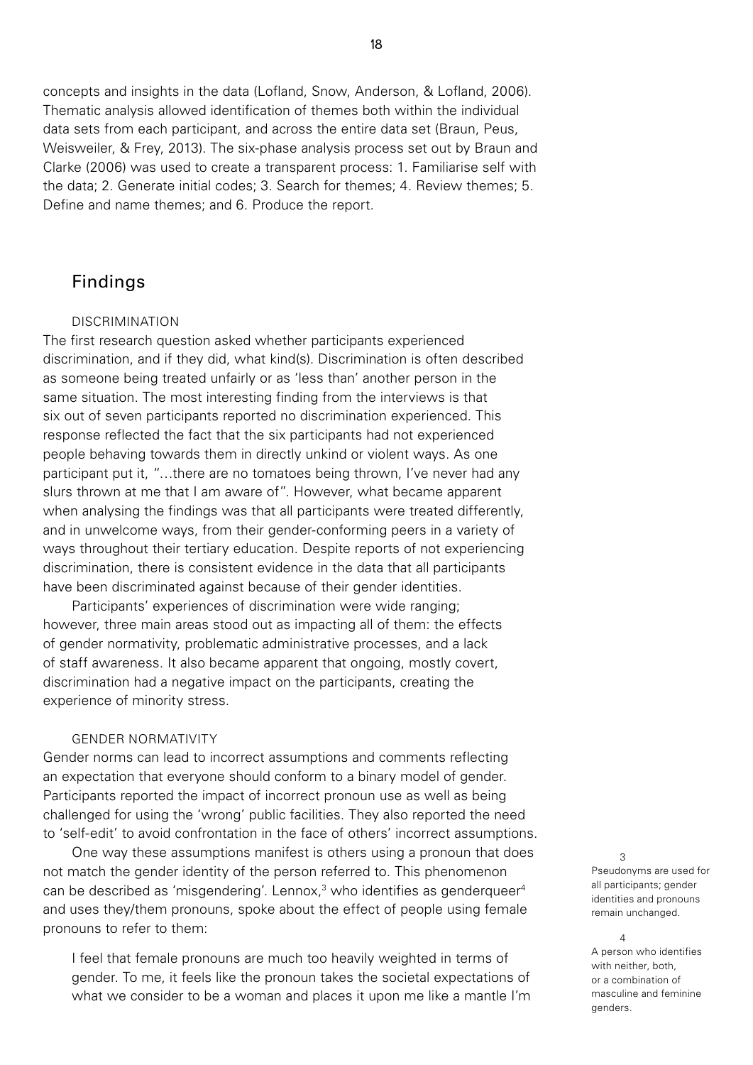concepts and insights in the data (Lofland, Snow, Anderson, & Lofland, 2006). Thematic analysis allowed identification of themes both within the individual data sets from each participant, and across the entire data set (Braun, Peus, Weisweiler, & Frey, 2013). The six-phase analysis process set out by Braun and Clarke (2006) was used to create a transparent process: 1. Familiarise self with the data; 2. Generate initial codes; 3. Search for themes; 4. Review themes; 5. Define and name themes; and 6. Produce the report.

## Findings

### DISCRIMINATION

The first research question asked whether participants experienced discrimination, and if they did, what kind(s). Discrimination is often described as someone being treated unfairly or as 'less than' another person in the same situation. The most interesting finding from the interviews is that six out of seven participants reported no discrimination experienced. This response reflected the fact that the six participants had not experienced people behaving towards them in directly unkind or violent ways. As one participant put it, "…there are no tomatoes being thrown, I've never had any slurs thrown at me that I am aware of". However, what became apparent when analysing the findings was that all participants were treated differently, and in unwelcome ways, from their gender-conforming peers in a variety of ways throughout their tertiary education. Despite reports of not experiencing discrimination, there is consistent evidence in the data that all participants have been discriminated against because of their gender identities.

Participants' experiences of discrimination were wide ranging; however, three main areas stood out as impacting all of them: the effects of gender normativity, problematic administrative processes, and a lack of staff awareness. It also became apparent that ongoing, mostly covert, discrimination had a negative impact on the participants, creating the experience of minority stress.

### GENDER NORMATIVITY

Gender norms can lead to incorrect assumptions and comments reflecting an expectation that everyone should conform to a binary model of gender. Participants reported the impact of incorrect pronoun use as well as being challenged for using the 'wrong' public facilities. They also reported the need to 'self-edit' to avoid confrontation in the face of others' incorrect assumptions.

One way these assumptions manifest is others using a pronoun that does not match the gender identity of the person referred to. This phenomenon can be described as 'misgendering'. Lennox,[3] who identifies as genderqueer[4] and uses they/them pronouns, spoke about the effect of people using female pronouns to refer to them:

> I feel that female pronouns are much too heavily weighted in terms of gender. To me, it feels like the pronoun takes the societal expectations of what we consider to be a woman and places it upon me like a mantle I'm

[3] Pseudonyms are used for all participants; gender identities and pronouns remain unchanged.

[4] A person who identifies with neither, both, or a combination of masculine and feminine genders.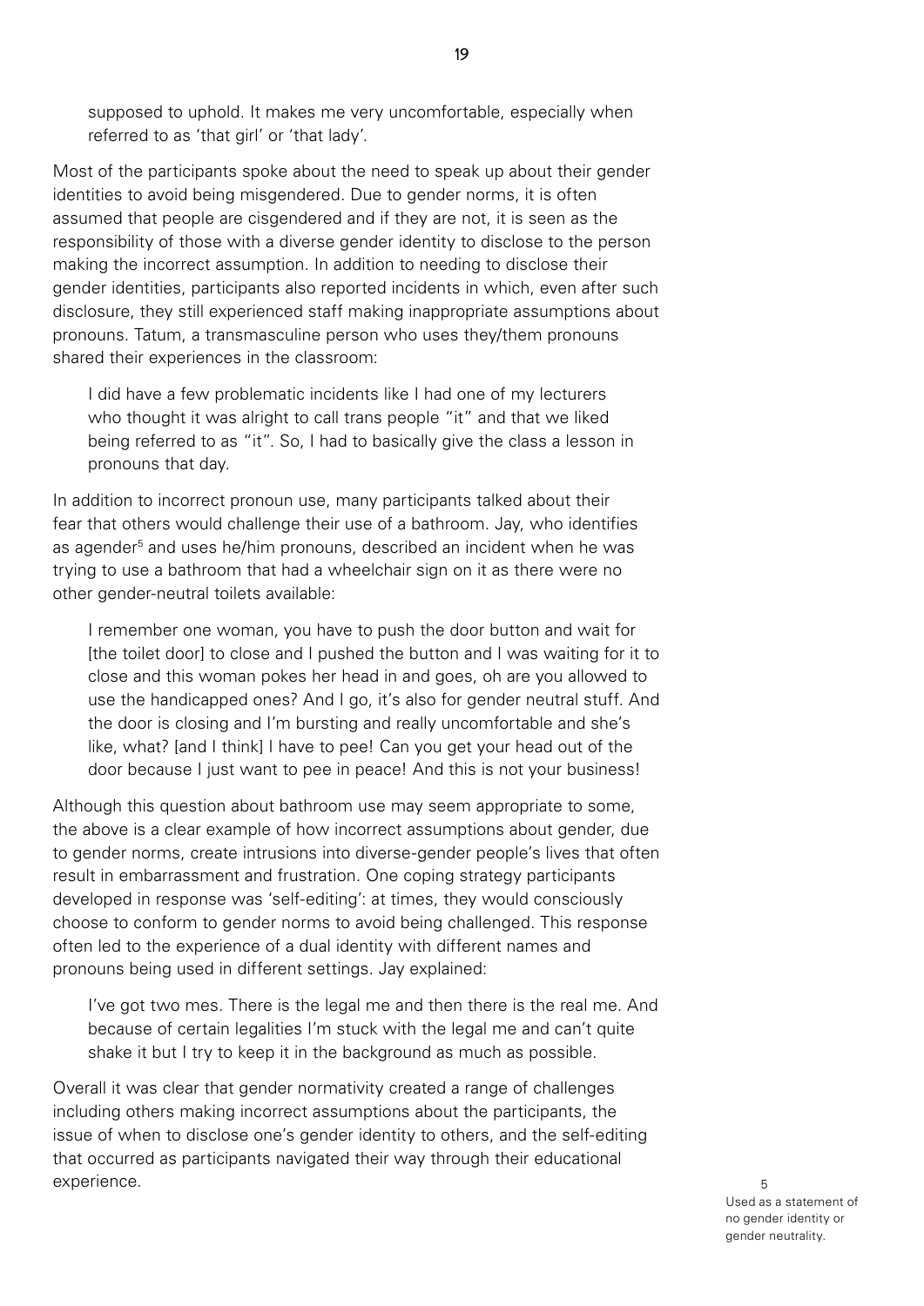> supposed to uphold. It makes me very uncomfortable, especially when referred to as 'that girl' or 'that lady'.

Most of the participants spoke about the need to speak up about their gender identities to avoid being misgendered. Due to gender norms, it is often assumed that people are cisgendered and if they are not, it is seen as the responsibility of those with a diverse gender identity to disclose to the person making the incorrect assumption. In addition to needing to disclose their gender identities, participants also reported incidents in which, even after such disclosure, they still experienced staff making inappropriate assumptions about pronouns. Tatum, a transmasculine person who uses they/them pronouns shared their experiences in the classroom:

> I did have a few problematic incidents like I had one of my lecturers who thought it was alright to call trans people "it" and that we liked being referred to as "it". So, I had to basically give the class a lesson in pronouns that day.

In addition to incorrect pronoun use, many participants talked about their fear that others would challenge their use of a bathroom. Jay, who identifies as agender[5] and uses he/him pronouns, described an incident when he was trying to use a bathroom that had a wheelchair sign on it as there were no other gender-neutral toilets available:

> I remember one woman, you have to push the door button and wait for [the toilet door] to close and I pushed the button and I was waiting for it to close and this woman pokes her head in and goes, oh are you allowed to use the handicapped ones? And I go, it's also for gender neutral stuff. And the door is closing and I'm bursting and really uncomfortable and she's like, what? [and I think] I have to pee! Can you get your head out of the door because I just want to pee in peace! And this is not your business!

Although this question about bathroom use may seem appropriate to some, the above is a clear example of how incorrect assumptions about gender, due to gender norms, create intrusions into diverse-gender people's lives that often result in embarrassment and frustration. One coping strategy participants developed in response was 'self-editing': at times, they would consciously choose to conform to gender norms to avoid being challenged. This response often led to the experience of a dual identity with different names and pronouns being used in different settings. Jay explained:

> I've got two mes. There is the legal me and then there is the real me. And because of certain legalities I'm stuck with the legal me and can't quite shake it but I try to keep it in the background as much as possible.

Overall it was clear that gender normativity created a range of challenges including others making incorrect assumptions about the participants, the issue of when to disclose one's gender identity to others, and the self-editing that occurred as participants navigated their way through their educational experience.

[5] Used as a statement of no gender identity or gender neutrality.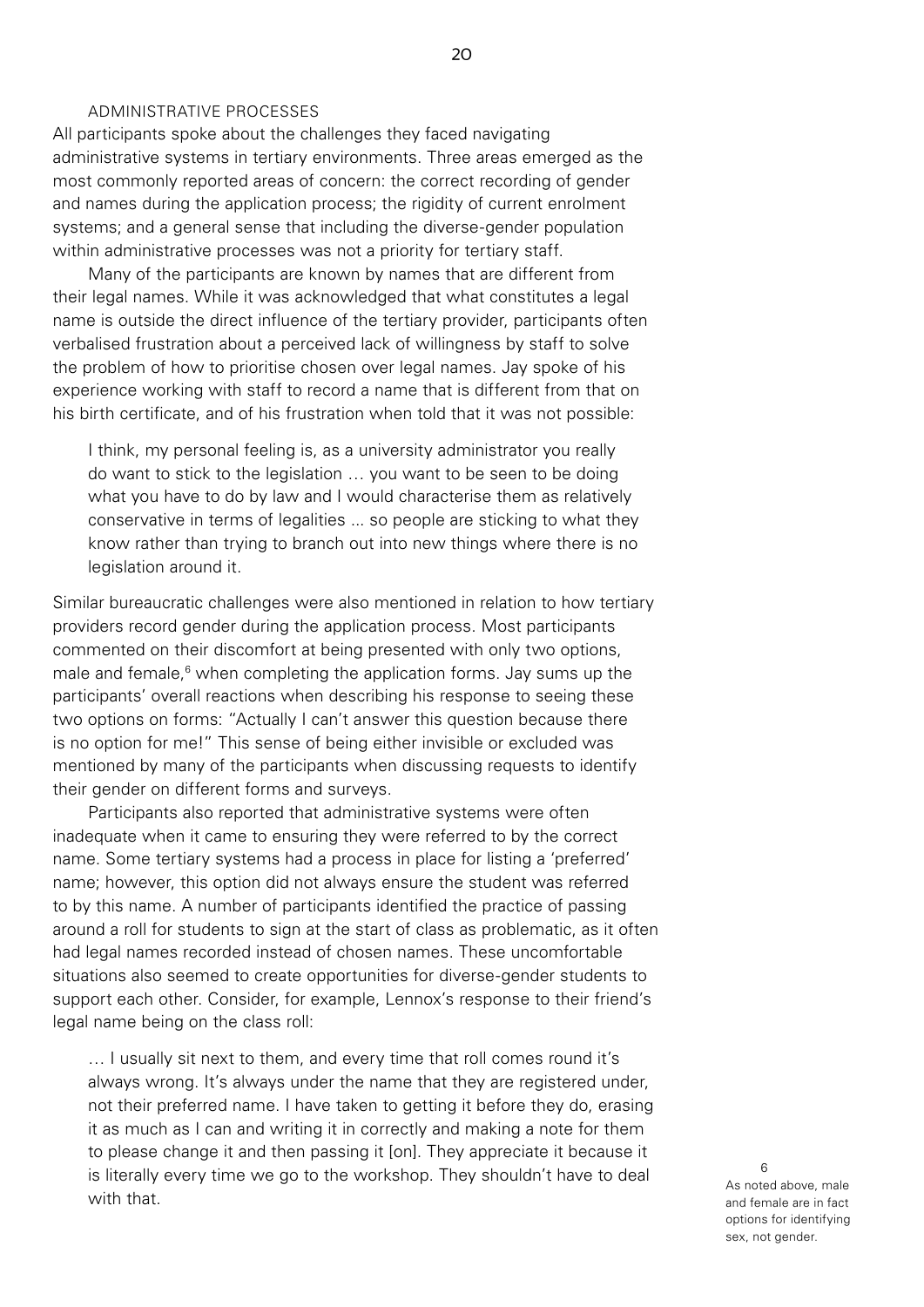### ADMINISTRATIVE PROCESSES

All participants spoke about the challenges they faced navigating administrative systems in tertiary environments. Three areas emerged as the most commonly reported areas of concern: the correct recording of gender and names during the application process; the rigidity of current enrolment systems; and a general sense that including the diverse-gender population within administrative processes was not a priority for tertiary staff.

Many of the participants are known by names that are different from their legal names. While it was acknowledged that what constitutes a legal name is outside the direct influence of the tertiary provider, participants often verbalised frustration about a perceived lack of willingness by staff to solve the problem of how to prioritise chosen over legal names. Jay spoke of his experience working with staff to record a name that is different from that on his birth certificate, and of his frustration when told that it was not possible:

> I think, my personal feeling is, as a university administrator you really do want to stick to the legislation … you want to be seen to be doing what you have to do by law and I would characterise them as relatively conservative in terms of legalities ... so people are sticking to what they know rather than trying to branch out into new things where there is no legislation around it.

Similar bureaucratic challenges were also mentioned in relation to how tertiary providers record gender during the application process. Most participants commented on their discomfort at being presented with only two options, male and female,[6] when completing the application forms. Jay sums up the participants' overall reactions when describing his response to seeing these two options on forms: "Actually I can't answer this question because there is no option for me!" This sense of being either invisible or excluded was mentioned by many of the participants when discussing requests to identify their gender on different forms and surveys.

Participants also reported that administrative systems were often inadequate when it came to ensuring they were referred to by the correct name. Some tertiary systems had a process in place for listing a 'preferred' name; however, this option did not always ensure the student was referred to by this name. A number of participants identified the practice of passing around a roll for students to sign at the start of class as problematic, as it often had legal names recorded instead of chosen names. These uncomfortable situations also seemed to create opportunities for diverse-gender students to support each other. Consider, for example, Lennox's response to their friend's legal name being on the class roll:

> … I usually sit next to them, and every time that roll comes round it's always wrong. It's always under the name that they are registered under, not their preferred name. I have taken to getting it before they do, erasing it as much as I can and writing it in correctly and making a note for them to please change it and then passing it [on]. They appreciate it because it is literally every time we go to the workshop. They shouldn't have to deal with that.

[6] As noted above, male and female are in fact options for identifying sex, not gender.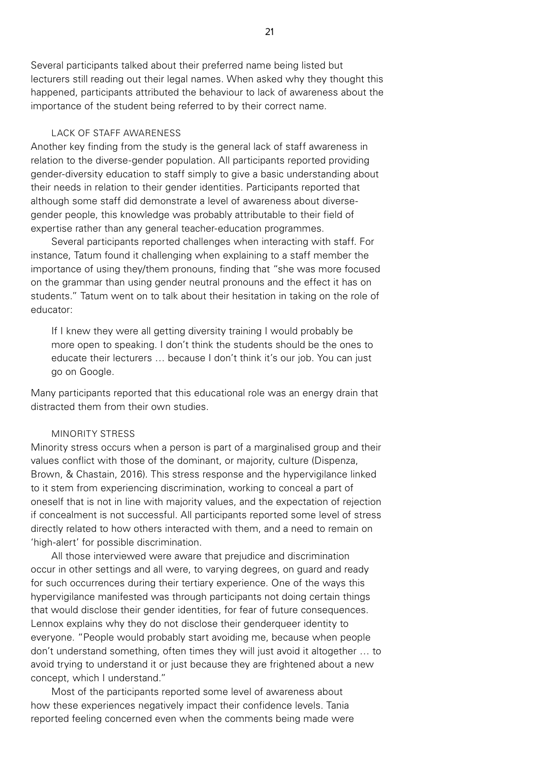Several participants talked about their preferred name being listed but lecturers still reading out their legal names. When asked why they thought this happened, participants attributed the behaviour to lack of awareness about the importance of the student being referred to by their correct name.

### LACK OF STAFF AWARENESS

Another key finding from the study is the general lack of staff awareness in relation to the diverse-gender population. All participants reported providing gender-diversity education to staff simply to give a basic understanding about their needs in relation to their gender identities. Participants reported that although some staff did demonstrate a level of awareness about diverse-gender people, this knowledge was probably attributable to their field of expertise rather than any general teacher-education programmes.

Several participants reported challenges when interacting with staff. For instance, Tatum found it challenging when explaining to a staff member the importance of using they/them pronouns, finding that "she was more focused on the grammar than using gender neutral pronouns and the effect it has on students." Tatum went on to talk about their hesitation in taking on the role of educator:

> If I knew they were all getting diversity training I would probably be more open to speaking. I don't think the students should be the ones to educate their lecturers … because I don't think it's our job. You can just go on Google.

Many participants reported that this educational role was an energy drain that distracted them from their own studies.

### MINORITY STRESS

Minority stress occurs when a person is part of a marginalised group and their values conflict with those of the dominant, or majority, culture (Dispenza, Brown, & Chastain, 2016). This stress response and the hypervigilance linked to it stem from experiencing discrimination, working to conceal a part of oneself that is not in line with majority values, and the expectation of rejection if concealment is not successful. All participants reported some level of stress directly related to how others interacted with them, and a need to remain on 'high-alert' for possible discrimination.

All those interviewed were aware that prejudice and discrimination occur in other settings and all were, to varying degrees, on guard and ready for such occurrences during their tertiary experience. One of the ways this hypervigilance manifested was through participants not doing certain things that would disclose their gender identities, for fear of future consequences. Lennox explains why they do not disclose their genderqueer identity to everyone. "People would probably start avoiding me, because when people don't understand something, often times they will just avoid it altogether … to avoid trying to understand it or just because they are frightened about a new concept, which I understand."

Most of the participants reported some level of awareness about how these experiences negatively impact their confidence levels. Tania reported feeling concerned even when the comments being made were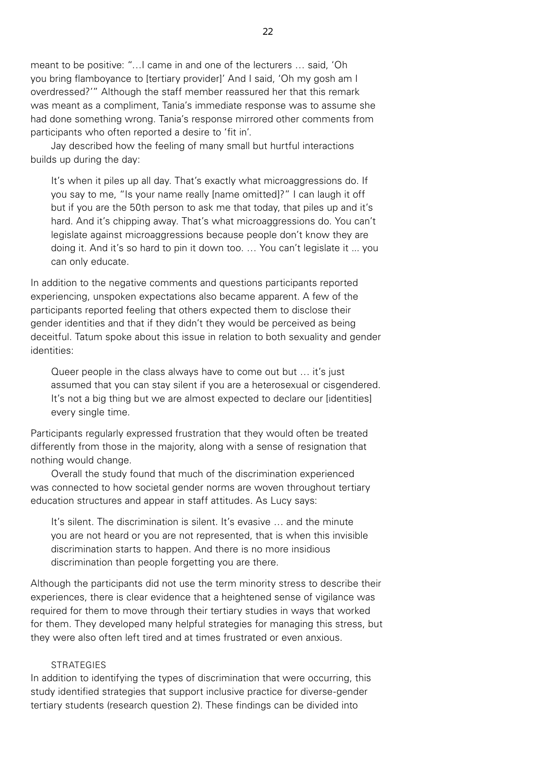meant to be positive: "…I came in and one of the lecturers … said, 'Oh you bring flamboyance to [tertiary provider]' And I said, 'Oh my gosh am I overdressed?'" Although the staff member reassured her that this remark was meant as a compliment, Tania's immediate response was to assume she had done something wrong. Tania's response mirrored other comments from participants who often reported a desire to 'fit in'.

Jay described how the feeling of many small but hurtful interactions builds up during the day:

> It's when it piles up all day. That's exactly what microaggressions do. If you say to me, "Is your name really [name omitted]?" I can laugh it off but if you are the 50th person to ask me that today, that piles up and it's hard. And it's chipping away. That's what microaggressions do. You can't legislate against microaggressions because people don't know they are doing it. And it's so hard to pin it down too. … You can't legislate it ... you can only educate.

In addition to the negative comments and questions participants reported experiencing, unspoken expectations also became apparent. A few of the participants reported feeling that others expected them to disclose their gender identities and that if they didn't they would be perceived as being deceitful. Tatum spoke about this issue in relation to both sexuality and gender identities:

> Queer people in the class always have to come out but … it's just assumed that you can stay silent if you are a heterosexual or cisgendered. It's not a big thing but we are almost expected to declare our [identities] every single time.

Participants regularly expressed frustration that they would often be treated differently from those in the majority, along with a sense of resignation that nothing would change.

Overall the study found that much of the discrimination experienced was connected to how societal gender norms are woven throughout tertiary education structures and appear in staff attitudes. As Lucy says:

> It's silent. The discrimination is silent. It's evasive … and the minute you are not heard or you are not represented, that is when this invisible discrimination starts to happen. And there is no more insidious discrimination than people forgetting you are there.

Although the participants did not use the term minority stress to describe their experiences, there is clear evidence that a heightened sense of vigilance was required for them to move through their tertiary studies in ways that worked for them. They developed many helpful strategies for managing this stress, but they were also often left tired and at times frustrated or even anxious.

### STRATEGIES

In addition to identifying the types of discrimination that were occurring, this study identified strategies that support inclusive practice for diverse-gender tertiary students (research question 2). These findings can be divided into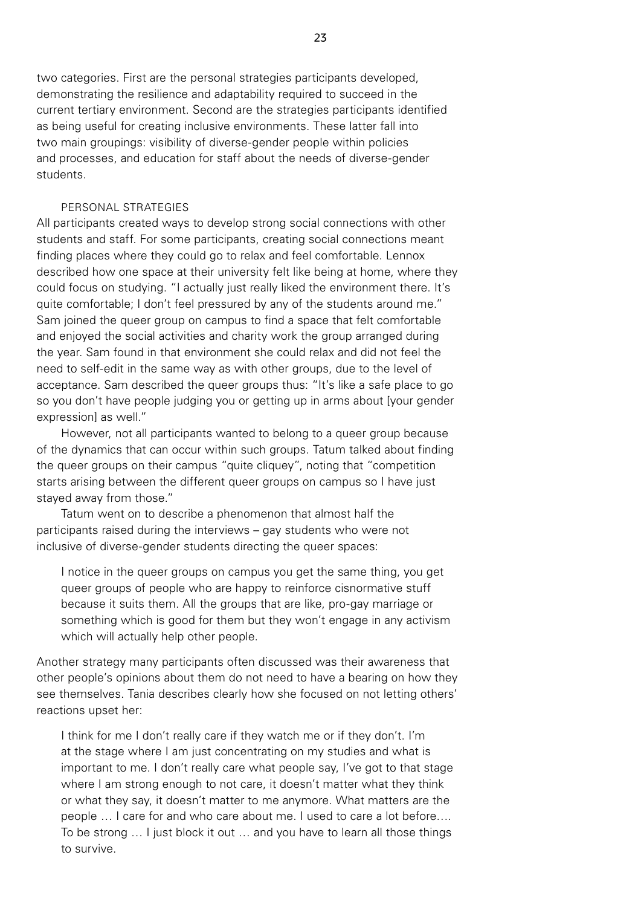two categories. First are the personal strategies participants developed, demonstrating the resilience and adaptability required to succeed in the current tertiary environment. Second are the strategies participants identified as being useful for creating inclusive environments. These latter fall into two main groupings: visibility of diverse-gender people within policies and processes, and education for staff about the needs of diverse-gender students.

### PERSONAL STRATEGIES

All participants created ways to develop strong social connections with other students and staff. For some participants, creating social connections meant finding places where they could go to relax and feel comfortable. Lennox described how one space at their university felt like being at home, where they could focus on studying. "I actually just really liked the environment there. It's quite comfortable; I don't feel pressured by any of the students around me." Sam joined the queer group on campus to find a space that felt comfortable and enjoyed the social activities and charity work the group arranged during the year. Sam found in that environment she could relax and did not feel the need to self-edit in the same way as with other groups, due to the level of acceptance. Sam described the queer groups thus: "It's like a safe place to go so you don't have people judging you or getting up in arms about [your gender expression] as well."

However, not all participants wanted to belong to a queer group because of the dynamics that can occur within such groups. Tatum talked about finding the queer groups on their campus "quite cliquey", noting that "competition starts arising between the different queer groups on campus so I have just stayed away from those."

Tatum went on to describe a phenomenon that almost half the participants raised during the interviews – gay students who were not inclusive of diverse-gender students directing the queer spaces:

> I notice in the queer groups on campus you get the same thing, you get queer groups of people who are happy to reinforce cisnormative stuff because it suits them. All the groups that are like, pro-gay marriage or something which is good for them but they won't engage in any activism which will actually help other people.

Another strategy many participants often discussed was their awareness that other people's opinions about them do not need to have a bearing on how they see themselves. Tania describes clearly how she focused on not letting others' reactions upset her:

> I think for me I don't really care if they watch me or if they don't. I'm at the stage where I am just concentrating on my studies and what is important to me. I don't really care what people say, I've got to that stage where I am strong enough to not care, it doesn't matter what they think or what they say, it doesn't matter to me anymore. What matters are the people … I care for and who care about me. I used to care a lot before…. To be strong … I just block it out … and you have to learn all those things to survive.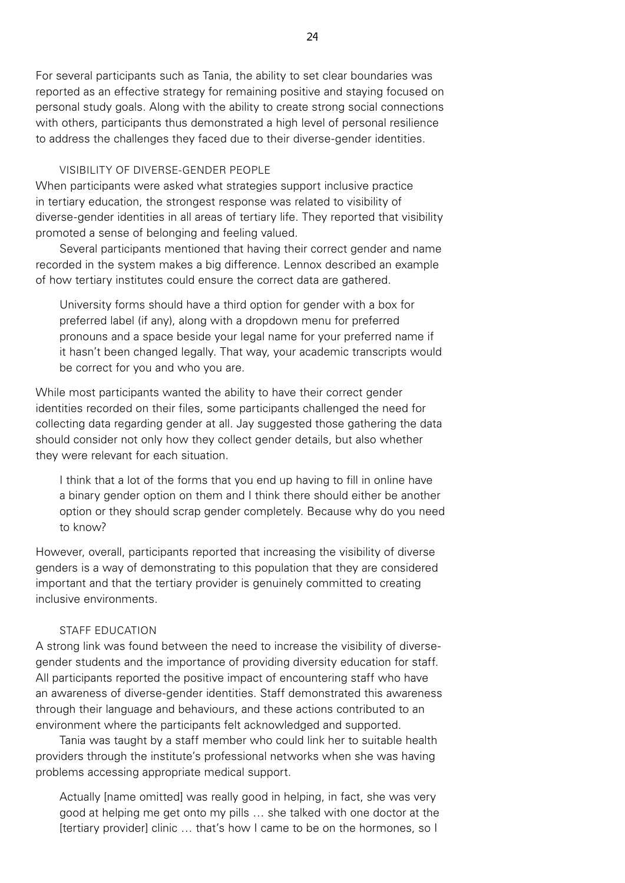For several participants such as Tania, the ability to set clear boundaries was reported as an effective strategy for remaining positive and staying focused on personal study goals. Along with the ability to create strong social connections with others, participants thus demonstrated a high level of personal resilience to address the challenges they faced due to their diverse-gender identities.

### VISIBILITY OF DIVERSE-GENDER PEOPLE

When participants were asked what strategies support inclusive practice in tertiary education, the strongest response was related to visibility of diverse-gender identities in all areas of tertiary life. They reported that visibility promoted a sense of belonging and feeling valued.

Several participants mentioned that having their correct gender and name recorded in the system makes a big difference. Lennox described an example of how tertiary institutes could ensure the correct data are gathered.

> University forms should have a third option for gender with a box for preferred label (if any), along with a dropdown menu for preferred pronouns and a space beside your legal name for your preferred name if it hasn't been changed legally. That way, your academic transcripts would be correct for you and who you are.

While most participants wanted the ability to have their correct gender identities recorded on their files, some participants challenged the need for collecting data regarding gender at all. Jay suggested those gathering the data should consider not only how they collect gender details, but also whether they were relevant for each situation.

> I think that a lot of the forms that you end up having to fill in online have a binary gender option on them and I think there should either be another option or they should scrap gender completely. Because why do you need to know?

However, overall, participants reported that increasing the visibility of diverse genders is a way of demonstrating to this population that they are considered important and that the tertiary provider is genuinely committed to creating inclusive environments.

### STAFF EDUCATION

A strong link was found between the need to increase the visibility of diverse-gender students and the importance of providing diversity education for staff. All participants reported the positive impact of encountering staff who have an awareness of diverse-gender identities. Staff demonstrated this awareness through their language and behaviours, and these actions contributed to an environment where the participants felt acknowledged and supported.

Tania was taught by a staff member who could link her to suitable health providers through the institute's professional networks when she was having problems accessing appropriate medical support.

> Actually [name omitted] was really good in helping, in fact, she was very good at helping me get onto my pills … she talked with one doctor at the [tertiary provider] clinic … that's how I came to be on the hormones, so I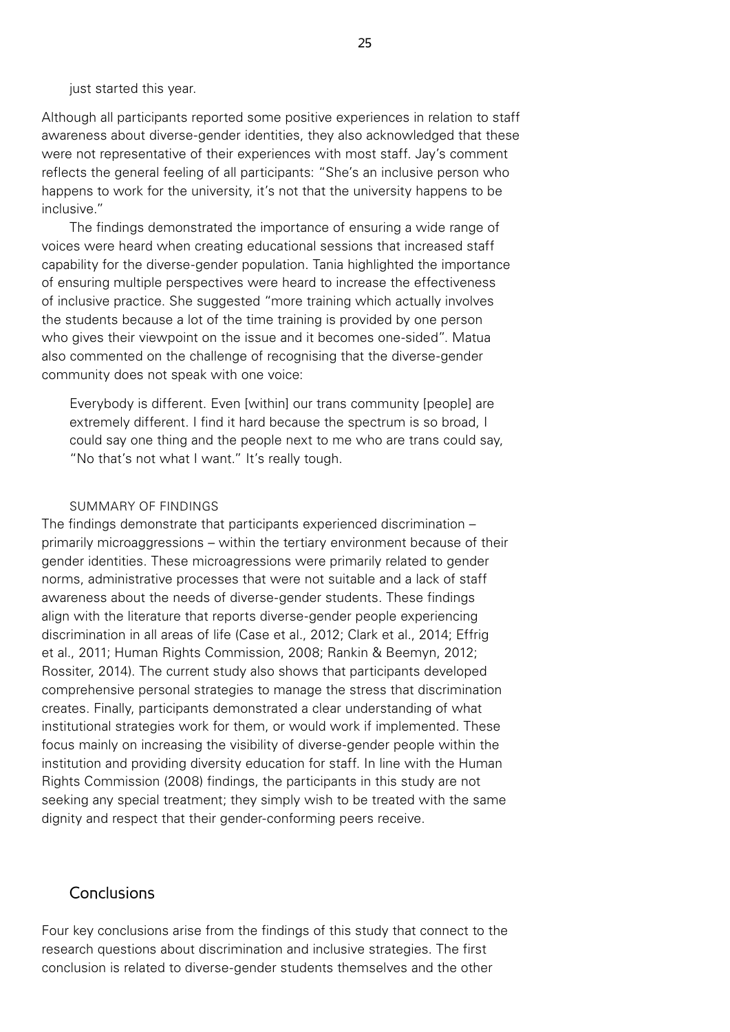just started this year.

Although all participants reported some positive experiences in relation to staff awareness about diverse-gender identities, they also acknowledged that these were not representative of their experiences with most staff. Jay's comment reflects the general feeling of all participants: "She's an inclusive person who happens to work for the university, it's not that the university happens to be inclusive."

The findings demonstrated the importance of ensuring a wide range of voices were heard when creating educational sessions that increased staff capability for the diverse-gender population. Tania highlighted the importance of ensuring multiple perspectives were heard to increase the effectiveness of inclusive practice. She suggested "more training which actually involves the students because a lot of the time training is provided by one person who gives their viewpoint on the issue and it becomes one-sided". Matua also commented on the challenge of recognising that the diverse-gender community does not speak with one voice:

> Everybody is different. Even [within] our trans community [people] are extremely different. I find it hard because the spectrum is so broad, I could say one thing and the people next to me who are trans could say, "No that's not what I want." It's really tough.

### SUMMARY OF FINDINGS

The findings demonstrate that participants experienced discrimination – primarily microaggressions – within the tertiary environment because of their gender identities. These microagressions were primarily related to gender norms, administrative processes that were not suitable and a lack of staff awareness about the needs of diverse-gender students. These findings align with the literature that reports diverse-gender people experiencing discrimination in all areas of life (Case et al., 2012; Clark et al., 2014; Effrig et al., 2011; Human Rights Commission, 2008; Rankin & Beemyn, 2012; Rossiter, 2014). The current study also shows that participants developed comprehensive personal strategies to manage the stress that discrimination creates. Finally, participants demonstrated a clear understanding of what institutional strategies work for them, or would work if implemented. These focus mainly on increasing the visibility of diverse-gender people within the institution and providing diversity education for staff. In line with the Human Rights Commission (2008) findings, the participants in this study are not seeking any special treatment; they simply wish to be treated with the same dignity and respect that their gender-conforming peers receive.

## Conclusions

Four key conclusions arise from the findings of this study that connect to the research questions about discrimination and inclusive strategies. The first conclusion is related to diverse-gender students themselves and the other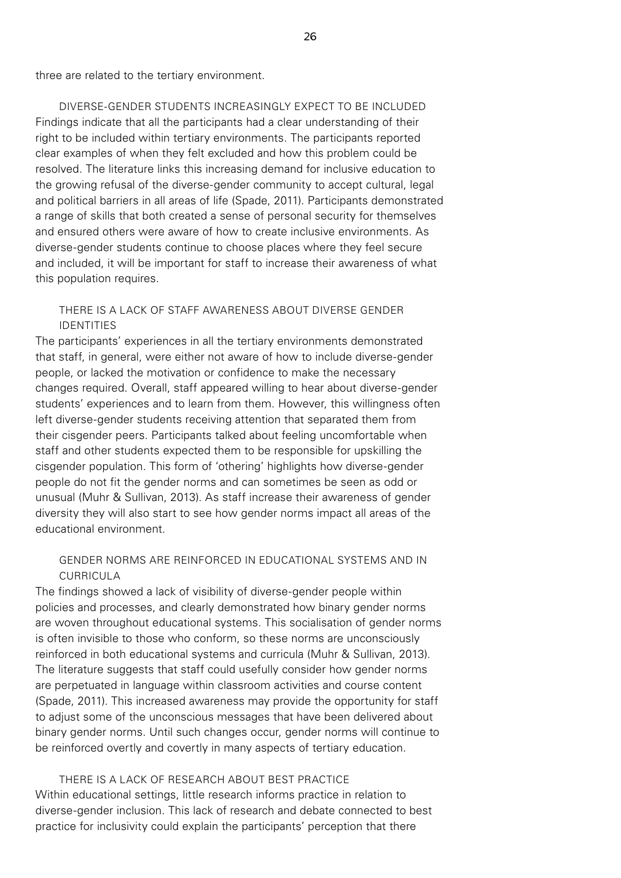three are related to the tertiary environment.

### DIVERSE-GENDER STUDENTS INCREASINGLY EXPECT TO BE INCLUDED

Findings indicate that all the participants had a clear understanding of their right to be included within tertiary environments. The participants reported clear examples of when they felt excluded and how this problem could be resolved. The literature links this increasing demand for inclusive education to the growing refusal of the diverse-gender community to accept cultural, legal and political barriers in all areas of life (Spade, 2011). Participants demonstrated a range of skills that both created a sense of personal security for themselves and ensured others were aware of how to create inclusive environments. As diverse-gender students continue to choose places where they feel secure and included, it will be important for staff to increase their awareness of what this population requires.

### THERE IS A LACK OF STAFF AWARENESS ABOUT DIVERSE GENDER IDENTITIES

The participants' experiences in all the tertiary environments demonstrated that staff, in general, were either not aware of how to include diverse-gender people, or lacked the motivation or confidence to make the necessary changes required. Overall, staff appeared willing to hear about diverse-gender students' experiences and to learn from them. However, this willingness often left diverse-gender students receiving attention that separated them from their cisgender peers. Participants talked about feeling uncomfortable when staff and other students expected them to be responsible for upskilling the cisgender population. This form of 'othering' highlights how diverse-gender people do not fit the gender norms and can sometimes be seen as odd or unusual (Muhr & Sullivan, 2013). As staff increase their awareness of gender diversity they will also start to see how gender norms impact all areas of the educational environment.

### GENDER NORMS ARE REINFORCED IN EDUCATIONAL SYSTEMS AND IN CURRICULA

The findings showed a lack of visibility of diverse-gender people within policies and processes, and clearly demonstrated how binary gender norms are woven throughout educational systems. This socialisation of gender norms is often invisible to those who conform, so these norms are unconsciously reinforced in both educational systems and curricula (Muhr & Sullivan, 2013). The literature suggests that staff could usefully consider how gender norms are perpetuated in language within classroom activities and course content (Spade, 2011). This increased awareness may provide the opportunity for staff to adjust some of the unconscious messages that have been delivered about binary gender norms. Until such changes occur, gender norms will continue to be reinforced overtly and covertly in many aspects of tertiary education.

### THERE IS A LACK OF RESEARCH ABOUT BEST PRACTICE

Within educational settings, little research informs practice in relation to diverse-gender inclusion. This lack of research and debate connected to best practice for inclusivity could explain the participants' perception that there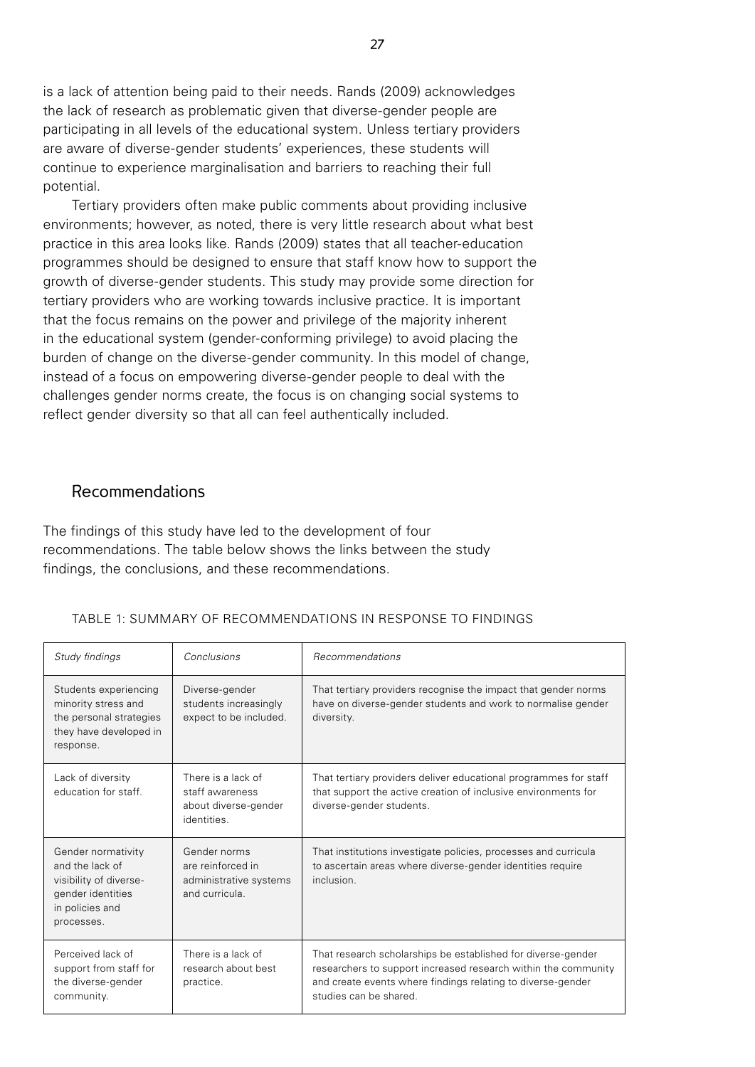is a lack of attention being paid to their needs. Rands (2009) acknowledges the lack of research as problematic given that diverse-gender people are participating in all levels of the educational system. Unless tertiary providers are aware of diverse-gender students' experiences, these students will continue to experience marginalisation and barriers to reaching their full potential.

Tertiary providers often make public comments about providing inclusive environments; however, as noted, there is very little research about what best practice in this area looks like. Rands (2009) states that all teacher-education programmes should be designed to ensure that staff know how to support the growth of diverse-gender students. This study may provide some direction for tertiary providers who are working towards inclusive practice. It is important that the focus remains on the power and privilege of the majority inherent in the educational system (gender-conforming privilege) to avoid placing the burden of change on the diverse-gender community. In this model of change, instead of a focus on empowering diverse-gender people to deal with the challenges gender norms create, the focus is on changing social systems to reflect gender diversity so that all can feel authentically included.

## Recommendations

The findings of this study have led to the development of four recommendations. The table below shows the links between the study findings, the conclusions, and these recommendations.

TABLE 1: SUMMARY OF RECOMMENDATIONS IN RESPONSE TO FINDINGS

| *Study findings* | *Conclusions* | *Recommendations* |
|---|---|---|
| Students experiencing minority stress and the personal strategies they have developed in response. | Diverse-gender students increasingly expect to be included. | That tertiary providers recognise the impact that gender norms have on diverse-gender students and work to normalise gender diversity. |
| Lack of diversity education for staff. | There is a lack of staff awareness about diverse-gender identities. | That tertiary providers deliver educational programmes for staff that support the active creation of inclusive environments for diverse-gender students. |
| Gender normativity and the lack of visibility of diverse-gender identities in policies and processes. | Gender norms are reinforced in administrative systems and curricula. | That institutions investigate policies, processes and curricula to ascertain areas where diverse-gender identities require inclusion. |
| Perceived lack of support from staff for the diverse-gender community. | There is a lack of research about best practice. | That research scholarships be established for diverse-gender researchers to support increased research within the community and create events where findings relating to diverse-gender studies can be shared. |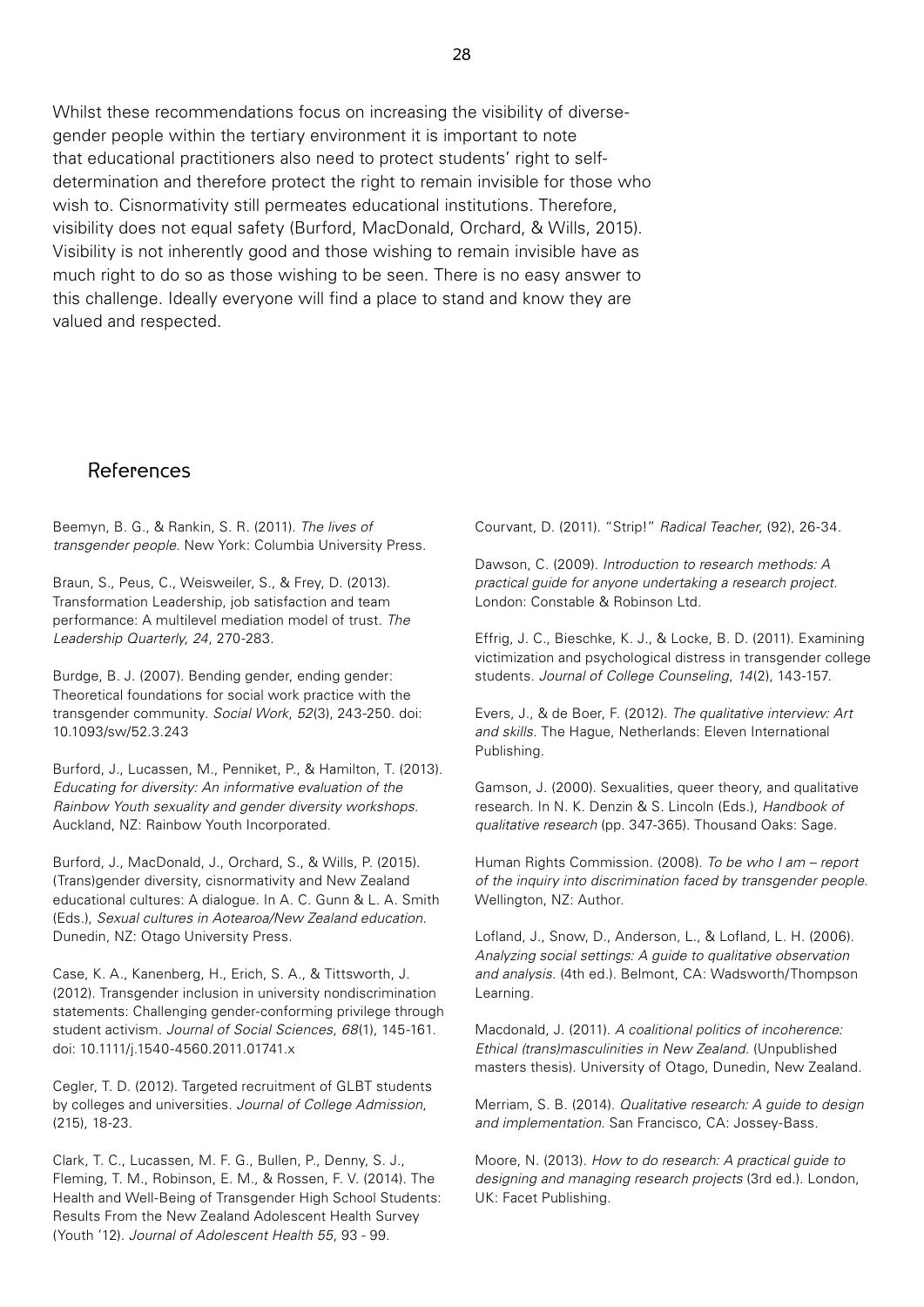Whilst these recommendations focus on increasing the visibility of diverse-gender people within the tertiary environment it is important to note that educational practitioners also need to protect students' right to self-determination and therefore protect the right to remain invisible for those who wish to. Cisnormativity still permeates educational institutions. Therefore, visibility does not equal safety (Burford, MacDonald, Orchard, & Wills, 2015). Visibility is not inherently good and those wishing to remain invisible have as much right to do so as those wishing to be seen. There is no easy answer to this challenge. Ideally everyone will find a place to stand and know they are valued and respected.

## References

Beemyn, B. G., & Rankin, S. R. (2011). *The lives of transgender people.* New York: Columbia University Press.

Braun, S., Peus, C., Weisweiler, S., & Frey, D. (2013). Transformation Leadership, job satisfaction and team performance: A multilevel mediation model of trust. *The Leadership Quarterly*, *24*, 270-283.

Burdge, B. J. (2007). Bending gender, ending gender: Theoretical foundations for social work practice with the transgender community. *Social Work*, *52*(3), 243-250. doi: 10.1093/sw/52.3.243

Burford, J., Lucassen, M., Penniket, P., & Hamilton, T. (2013). *Educating for diversity: An informative evaluation of the Rainbow Youth sexuality and gender diversity workshops.* Auckland, NZ: Rainbow Youth Incorporated.

Burford, J., MacDonald, J., Orchard, S., & Wills, P. (2015). (Trans)gender diversity, cisnormativity and New Zealand educational cultures: A dialogue. In A. C. Gunn & L. A. Smith (Eds.), *Sexual cultures in Aotearoa/New Zealand education.* Dunedin, NZ: Otago University Press.

Case, K. A., Kanenberg, H., Erich, S. A., & Tittsworth, J. (2012). Transgender inclusion in university nondiscrimination statements: Challenging gender-conforming privilege through student activism. *Journal of Social Sciences*, *68*(1), 145-161. doi: 10.1111/j.1540-4560.2011.01741.x

Cegler, T. D. (2012). Targeted recruitment of GLBT students by colleges and universities. *Journal of College Admission*, (215), 18-23.

Clark, T. C., Lucassen, M. F. G., Bullen, P., Denny, S. J., Fleming, T. M., Robinson, E. M., & Rossen, F. V. (2014). The Health and Well-Being of Transgender High School Students: Results From the New Zealand Adolescent Health Survey (Youth '12). *Journal of Adolescent Health 55*, 93 - 99.

Courvant, D. (2011). "Strip!" *Radical Teacher*, (92), 26-34.

Dawson, C. (2009). *Introduction to research methods: A practical guide for anyone undertaking a research project.* London: Constable & Robinson Ltd.

Effrig, J. C., Bieschke, K. J., & Locke, B. D. (2011). Examining victimization and psychological distress in transgender college students. *Journal of College Counseling*, *14*(2), 143-157.

Evers, J., & de Boer, F. (2012). *The qualitative interview: Art and skills.* The Hague, Netherlands: Eleven International Publishing.

Gamson, J. (2000). Sexualities, queer theory, and qualitative research. In N. K. Denzin & S. Lincoln (Eds.), *Handbook of qualitative research* (pp. 347-365). Thousand Oaks: Sage.

Human Rights Commission. (2008). *To be who I am – report of the inquiry into discrimination faced by transgender people.* Wellington, NZ: Author.

Lofland, J., Snow, D., Anderson, L., & Lofland, L. H. (2006). *Analyzing social settings: A guide to qualitative observation and analysis.* (4th ed.). Belmont, CA: Wadsworth/Thompson Learning.

Macdonald, J. (2011). *A coalitional politics of incoherence: Ethical (trans)masculinities in New Zealand.* (Unpublished masters thesis). University of Otago, Dunedin, New Zealand.

Merriam, S. B. (2014). *Qualitative research: A guide to design and implementation.* San Francisco, CA: Jossey-Bass.

Moore, N. (2013). *How to do research: A practical guide to designing and managing research projects* (3rd ed.). London, UK: Facet Publishing.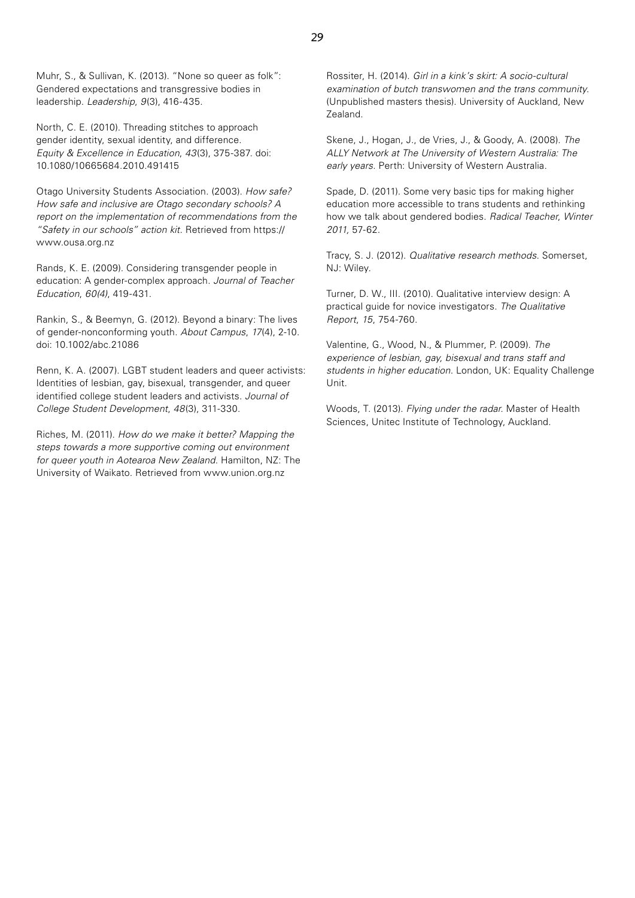Muhr, S., & Sullivan, K. (2013). "None so queer as folk": Gendered expectations and transgressive bodies in leadership. *Leadership*, *9*(3), 416-435.

North, C. E. (2010). Threading stitches to approach gender identity, sexual identity, and difference. *Equity & Excellence in Education*, *43*(3), 375-387. doi: 10.1080/10665684.2010.491415

Otago University Students Association. (2003). *How safe? How safe and inclusive are Otago secondary schools? A report on the implementation of recommendations from the "Safety in our schools" action kit*. Retrieved from https://www.ousa.org.nz

Rands, K. E. (2009). Considering transgender people in education: A gender-complex approach. *Journal of Teacher Education*, *60(4)*, 419-431.

Rankin, S., & Beemyn, G. (2012). Beyond a binary: The lives of gender-nonconforming youth. *About Campus*, *17*(4), 2-10. doi: 10.1002/abc.21086

Renn, K. A. (2007). LGBT student leaders and queer activists: Identities of lesbian, gay, bisexual, transgender, and queer identified college student leaders and activists. *Journal of College Student Development*, *48*(3), 311-330.

Riches, M. (2011). *How do we make it better? Mapping the steps towards a more supportive coming out environment for queer youth in Aotearoa New Zealand*. Hamilton, NZ: The University of Waikato. Retrieved from www.union.org.nz

Rossiter, H. (2014). *Girl in a kink's skirt: A socio-cultural examination of butch transwomen and the trans community.* (Unpublished masters thesis). University of Auckland, New Zealand.

Skene, J., Hogan, J., de Vries, J., & Goody, A. (2008). *The ALLY Network at The University of Western Australia: The early years*. Perth: University of Western Australia.

Spade, D. (2011). Some very basic tips for making higher education more accessible to trans students and rethinking how we talk about gendered bodies. *Radical Teacher*, *Winter 2011*, 57-62.

Tracy, S. J. (2012). *Qualitative research methods*. Somerset, NJ: Wiley.

Turner, D. W., III. (2010). Qualitative interview design: A practical guide for novice investigators. *The Qualitative Report*, *15*, 754-760.

Valentine, G., Wood, N., & Plummer, P. (2009). *The experience of lesbian, gay, bisexual and trans staff and students in higher education*. London, UK: Equality Challenge Unit.

Woods, T. (2013). *Flying under the radar*. Master of Health Sciences, Unitec Institute of Technology, Auckland.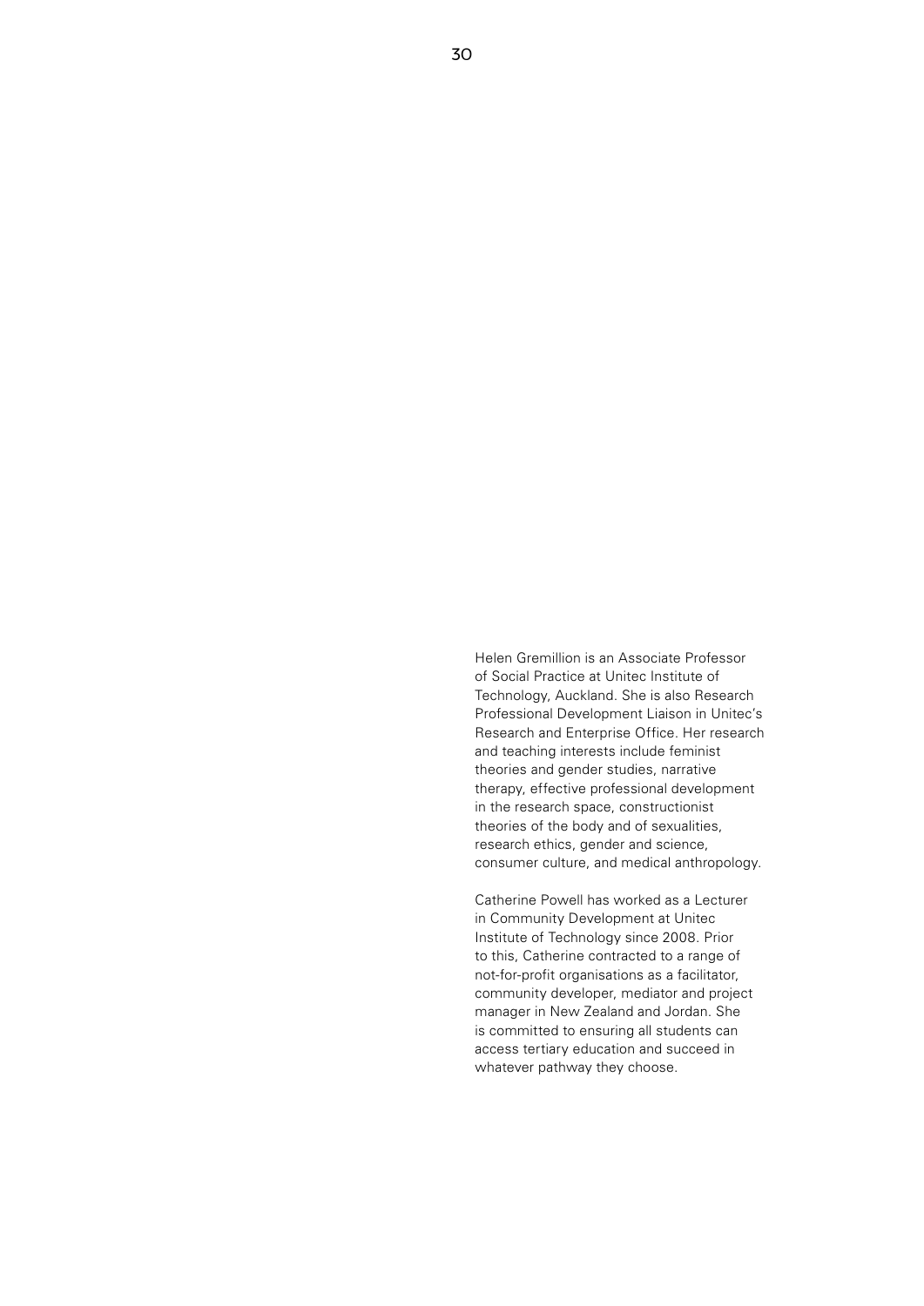Helen Gremillion is an Associate Professor of Social Practice at Unitec Institute of Technology, Auckland. She is also Research Professional Development Liaison in Unitec's Research and Enterprise Office. Her research and teaching interests include feminist theories and gender studies, narrative therapy, effective professional development in the research space, constructionist theories of the body and of sexualities, research ethics, gender and science, consumer culture, and medical anthropology.

Catherine Powell has worked as a Lecturer in Community Development at Unitec Institute of Technology since 2008. Prior to this, Catherine contracted to a range of not-for-profit organisations as a facilitator, community developer, mediator and project manager in New Zealand and Jordan. She is committed to ensuring all students can access tertiary education and succeed in whatever pathway they choose.